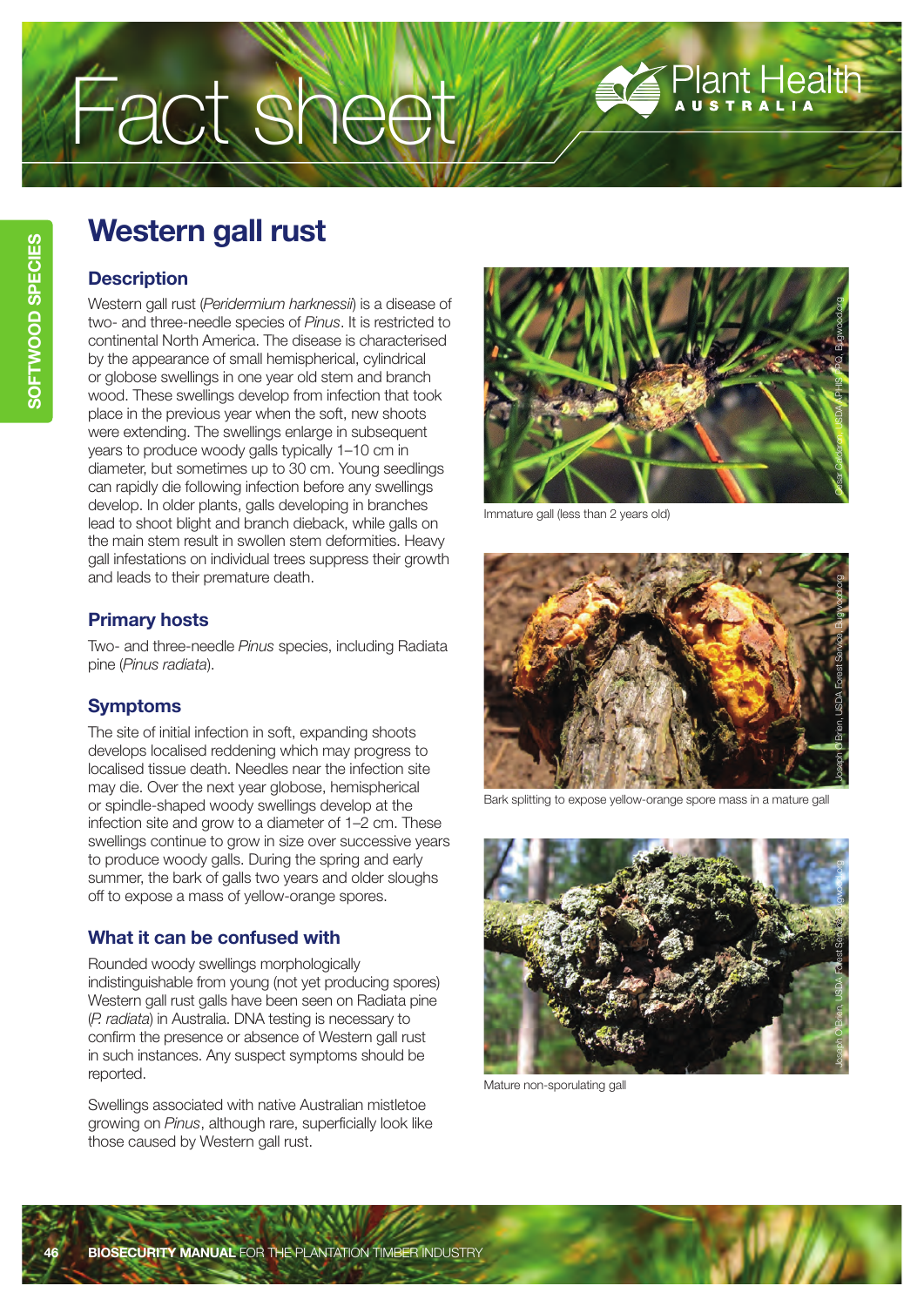# Western gall rust

## Description

Western gall rust (*Peridermium harknessii*) is a disease of two- and three-needle species of *Pinus*. It is restricted to continental North America. The disease is characterised by the appearance of small hemispherical, cylindrical or globose swellings in one year old stem and branch wood. These swellings develop from infection that took place in the previous year when the soft, new shoots were extending. The swellings enlarge in subsequent years to produce woody galls typically 1–10 cm in diameter, but sometimes up to 30 cm. Young seedlings can rapidly die following infection before any swellings develop. In older plants, galls developing in branches lead to shoot blight and branch dieback, while galls on the main stem result in swollen stem deformities. Heavy gall infestations on individual trees suppress their growth and leads to their premature death.

## Primary hosts

Two- and three-needle *Pinus* species, including Radiata pine (*Pinus radiata*).

## Symptoms

The site of initial infection in soft, expanding shoots develops localised reddening which may progress to localised tissue death. Needles near the infection site may die. Over the next year globose, hemispherical or spindle-shaped woody swellings develop at the infection site and grow to a diameter of 1–2 cm. These swellings continue to grow in size over successive years to produce woody galls. During the spring and early summer, the bark of galls two years and older sloughs off to expose a mass of yellow-orange spores.

## What it can be confused with

Rounded woody swellings morphologically indistinguishable from young (not yet producing spores) Western gall rust galls have been seen on Radiata pine (*P. radiata*) in Australia. DNA testing is necessary to confirm the presence or absence of Western gall rust in such instances. Any suspect symptoms should be reported.

Swellings associated with native Australian mistletoe growing on *Pinus*, although rare, superficially look like those caused by Western gall rust.

Immature gall (less than 2 years old)

Bark splitting to expose yellow-orange spore mass in a mature gall

Mature non-sporulating gall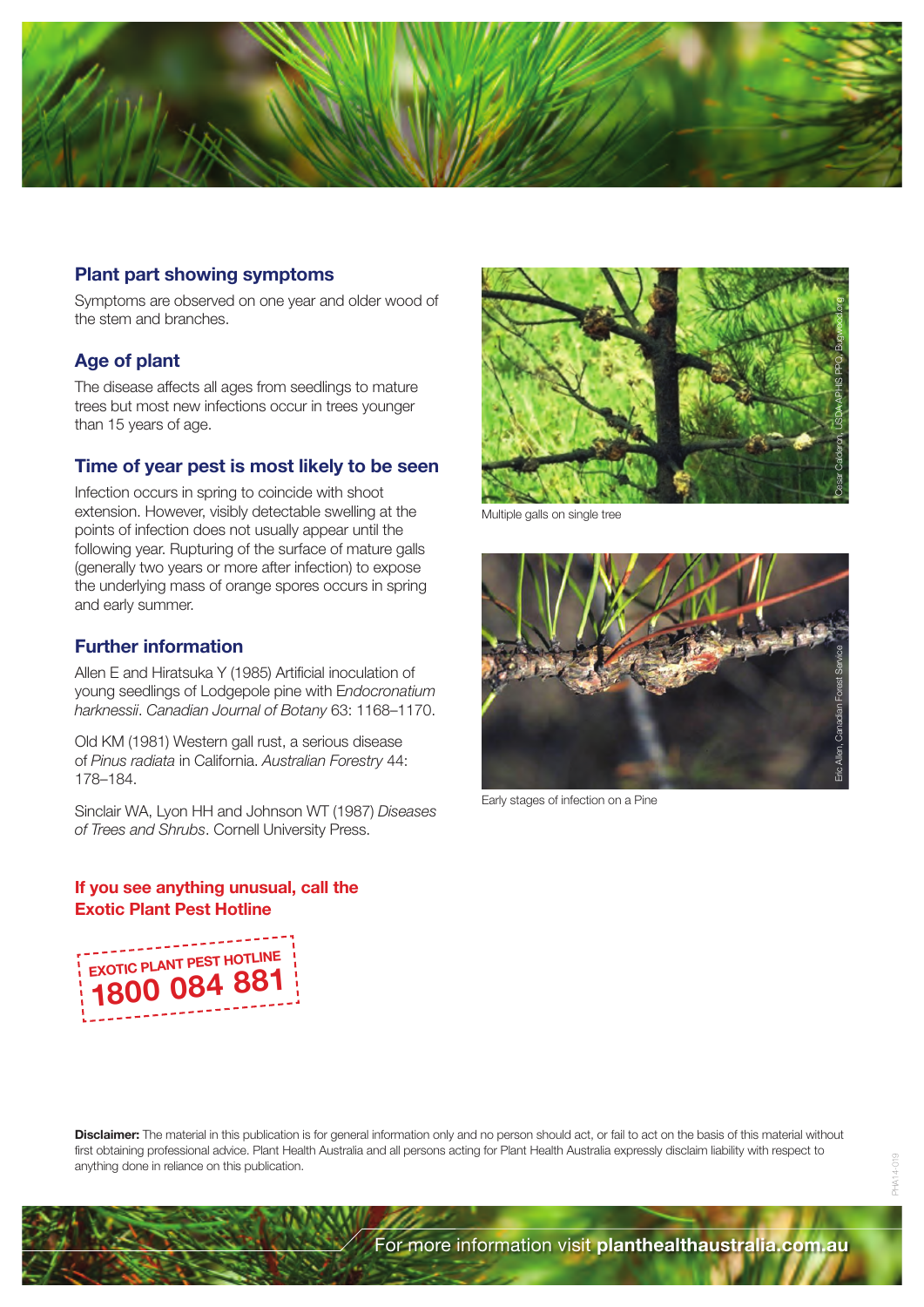## Plant part showing symptoms

Symptoms are observed on one year and older wood of the stem and branches.

## Age of plant

The disease affects all ages from seedlings to mature trees but most new infections occur in trees younger than 15 years of age.

## Time of year pest is most likely to be seen

Infection occurs in spring to coincide with shoot extension. However, visibly detectable swelling at the points of infection does not usually appear until the following year. Rupturing of the surface of mature galls (generally two years or more after infection) to expose the underlying mass of orange spores occurs in spring and early summer.

## Further information

Allen E and Hiratsuka Y (1985) Artificial inoculation of young seedlings of Lodgepole pine with *Endocronatium harknessii*. *Canadian Journal of Botany* 63: 1168–1170.

Old KM (1981) Western gall rust, a serious disease of *Pinus radiata* in California. *Australian Forestry* 44: 178–184.

Sinclair WA, Lyon HH and Johnson WT (1987) *Diseases of Trees and Shrubs*. Cornell University Press.

Cesar Calderon, USDA APHIS PPQ, Bugwood.org

Multiple galls on single tree

Eric Allen, Canadian Forest Service

Early stages of infection on a Pine

**If you see anything unusual, call the Exotic Plant Pest Hotline**

**EXOTIC PLANT PEST HOTLINE 1800 084 881**

**Disclaimer:** The material in this publication is for general information only and no person should act, or fail to act on the basis of this material without first obtaining professional advice. Plant Health Australia and all persons acting for Plant Health Australia expressly disclaim liability with respect to anything done in reliance on this publication.

PHA14-019

For more information visit **planthealthaustralia.com.au**